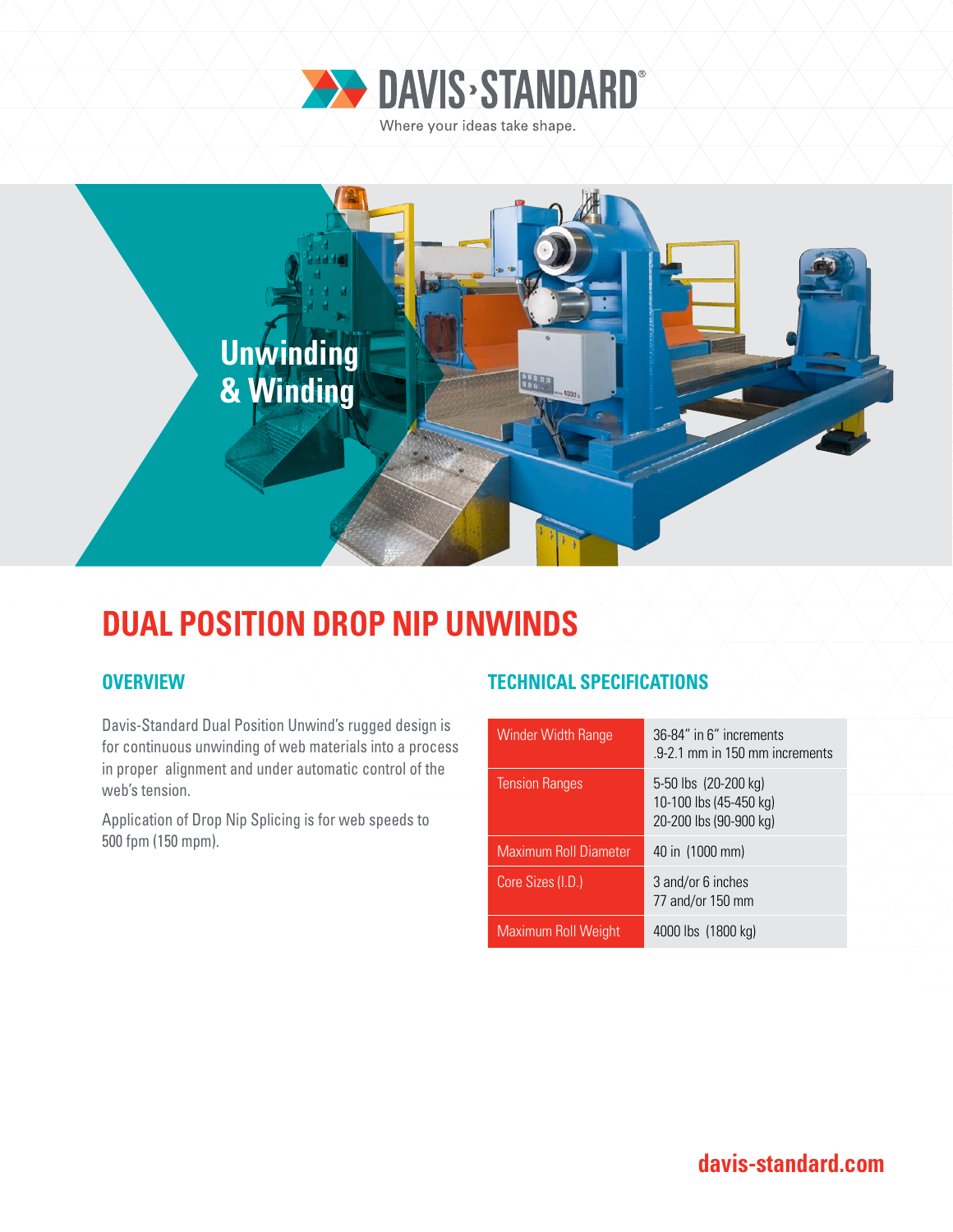DAVIS›STANDARD®

Where your ideas take shape.

Unwinding & Winding

# DUAL POSITION DROP NIP UNWINDS

## OVERVIEW

Davis-Standard Dual Position Unwind's rugged design is for continuous unwinding of web materials into a process in proper alignment and under automatic control of the web's tension.

Application of Drop Nip Splicing is for web speeds to 500 fpm (150 mpm).

## TECHNICAL SPECIFICATIONS

| | |
|---|---|
| Winder Width Range | 36-84" in 6" increments<br>.9-2.1 mm in 150 mm increments |
| Tension Ranges | 5-50 lbs (20-200 kg)<br>10-100 lbs (45-450 kg)<br>20-200 lbs (90-900 kg) |
| Maximum Roll Diameter | 40 in (1000 mm) |
| Core Sizes (I.D.) | 3 and/or 6 inches<br>77 and/or 150 mm |
| Maximum Roll Weight | 4000 lbs (1800 kg) |

davis-standard.com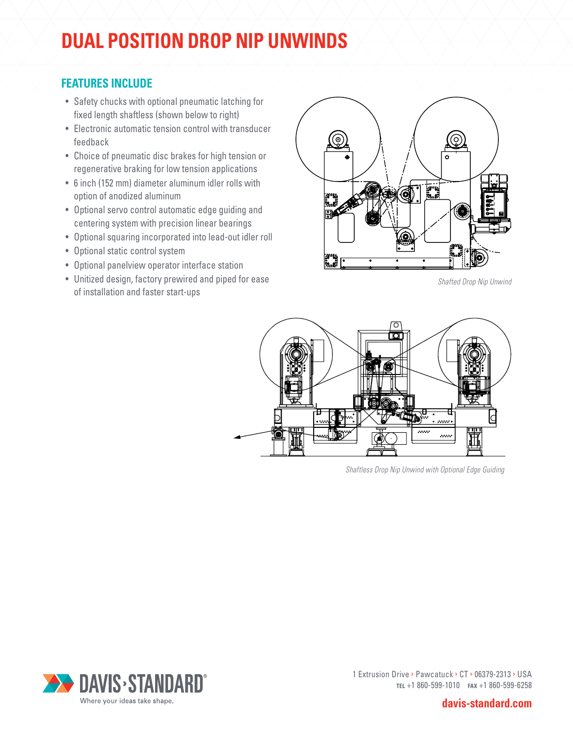# DUAL POSITION DROP NIP UNWINDS

## FEATURES INCLUDE

- Safety chucks with optional pneumatic latching for fixed length shaftless (shown below to right)
- Electronic automatic tension control with transducer feedback
- Choice of pneumatic disc brakes for high tension or regenerative braking for low tension applications
- 6 inch (152 mm) diameter aluminum idler rolls with option of anodized aluminum
- Optional servo control automatic edge guiding and centering system with precision linear bearings
- Optional squaring incorporated into lead-out idler roll
- Optional static control system
- Optional panelview operator interface station
- Unitized design, factory prewired and piped for ease of installation and faster start-ups

*Shafted Drop Nip Unwind*

*Shaftless Drop Nip Unwind with Optional Edge Guiding*

DAVIS-STANDARD®
Where your ideas take shape.

1 Extrusion Drive › Pawcatuck › CT › 06379-2313 › USA
TEL +1 860-599-1010 FAX +1 860-599-6258

**davis-standard.com**